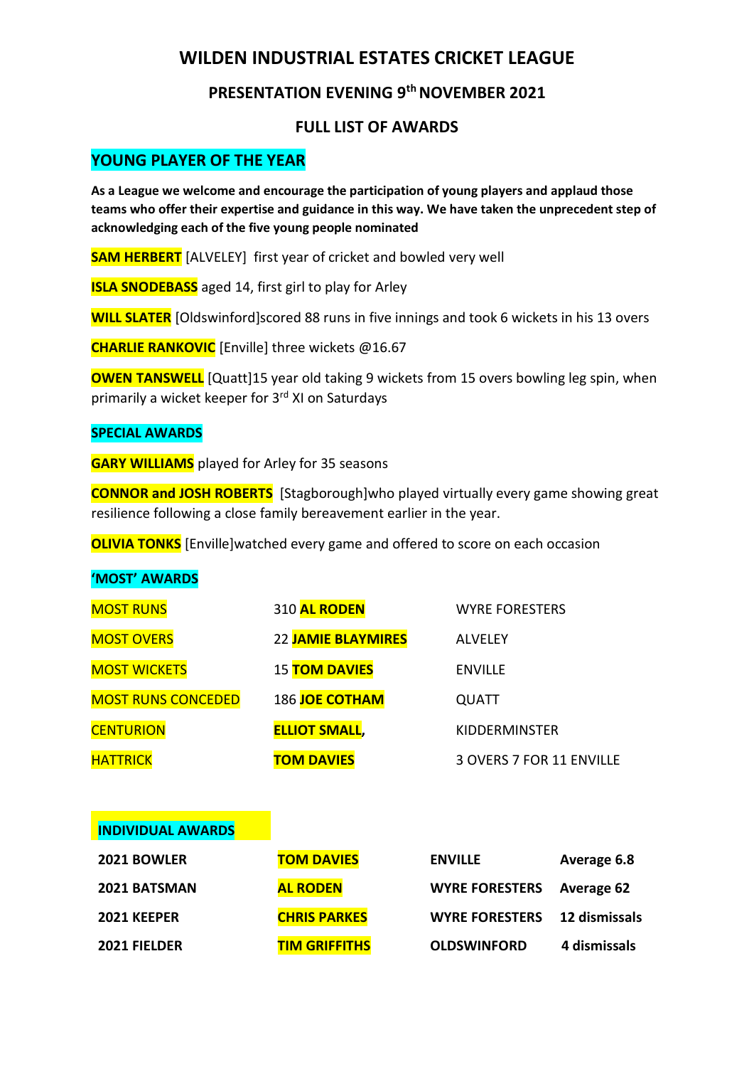# WILDEN INDUSTRIAL ESTATES CRICKET LEAGUE

## PRESENTATION EVENING 9th NOVEMBER 2021

## FULL LIST OF AWARDS

### YOUNG PLAYER OF THE YEAR

**As a League we welcome and encourage the participation of young players and applaud those teams who offer their expertise and guidance in this way. We have taken the unprecedent step of acknowledging each of the five young people nominated**

**SAM HERBERT** [ALVELEY] first year of cricket and bowled very well

**ISLA SNODEBASS** aged 14, first girl to play for Arley

**WILL SLATER** [Oldswinford]scored 88 runs in five innings and took 6 wickets in his 13 overs

**CHARLIE RANKOVIC** [Enville] three wickets @16.67

**OWEN TANSWELL** [Quatt]15 year old taking 9 wickets from 15 overs bowling leg spin, when primarily a wicket keeper for 3rd XI on Saturdays

### SPECIAL AWARDS

**GARY WILLIAMS** played for Arley for 35 seasons

**CONNOR and JOSH ROBERTS** [Stagborough]who played virtually every game showing great resilience following a close family bereavement earlier in the year.

**OLIVIA TONKS** [Enville]watched every game and offered to score on each occasion

### 'MOST' AWARDS

| | | |
|---|---|---|
| MOST RUNS | 310 **AL RODEN** | WYRE FORESTERS |
| MOST OVERS | 22 **JAMIE BLAYMIRES** | ALVELEY |
| MOST WICKETS | 15 **TOM DAVIES** | ENVILLE |
| MOST RUNS CONCEDED | 186 **JOE COTHAM** | QUATT |
| CENTURION | **ELLIOT SMALL**, | KIDDERMINSTER |
| HATTRICK | **TOM DAVIES** | 3 OVERS 7 FOR 11 ENVILLE |

### INDIVIDUAL AWARDS

| | | | |
|---|---|---|---|
| **2021 BOWLER** | **TOM DAVIES** | **ENVILLE** | **Average 6.8** |
| **2021 BATSMAN** | **AL RODEN** | **WYRE FORESTERS** | **Average 62** |
| **2021 KEEPER** | **CHRIS PARKES** | **WYRE FORESTERS** | **12 dismissals** |
| **2021 FIELDER** | **TIM GRIFFITHS** | **OLDSWINFORD** | **4 dismissals** |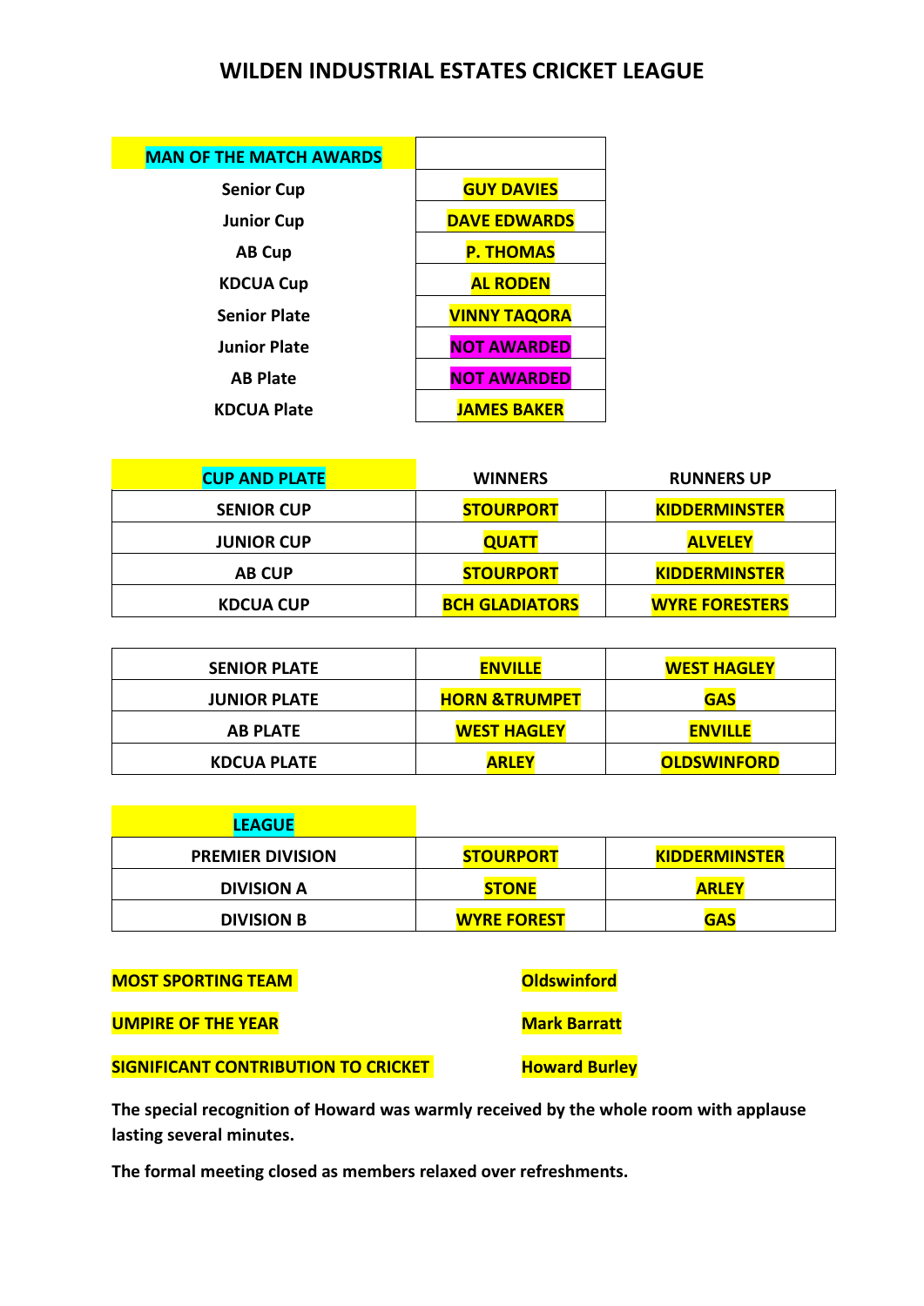# WILDEN INDUSTRIAL ESTATES CRICKET LEAGUE

| MAN OF THE MATCH AWARDS | |
|---|---|
| Senior Cup | GUY DAVIES |
| Junior Cup | DAVE EDWARDS |
| AB Cup | P. THOMAS |
| KDCUA Cup | AL RODEN |
| Senior Plate | VINNY TAQORA |
| Junior Plate | NOT AWARDED |
| AB Plate | NOT AWARDED |
| KDCUA Plate | JAMES BAKER |

| CUP AND PLATE | WINNERS | RUNNERS UP |
|---|---|---|
| SENIOR CUP | STOURPORT | KIDDERMINSTER |
| JUNIOR CUP | QUATT | ALVELEY |
| AB CUP | STOURPORT | KIDDERMINSTER |
| KDCUA CUP | BCH GLADIATORS | WYRE FORESTERS |
| SENIOR PLATE | ENVILLE | WEST HAGLEY |
| JUNIOR PLATE | HORN &TRUMPET | GAS |
| AB PLATE | WEST HAGLEY | ENVILLE |
| KDCUA PLATE | ARLEY | OLDSWINFORD |

| LEAGUE | | |
|---|---|---|
| PREMIER DIVISION | STOURPORT | KIDDERMINSTER |
| DIVISION A | STONE | ARLEY |
| DIVISION B | WYRE FOREST | GAS |

| | |
|---|---|
| MOST SPORTING TEAM | Oldswinford |
| UMPIRE OF THE YEAR | Mark Barratt |
| SIGNIFICANT CONTRIBUTION TO CRICKET | Howard Burley |

**The special recognition of Howard was warmly received by the whole room with applause lasting several minutes.**

**The formal meeting closed as members relaxed over refreshments.**